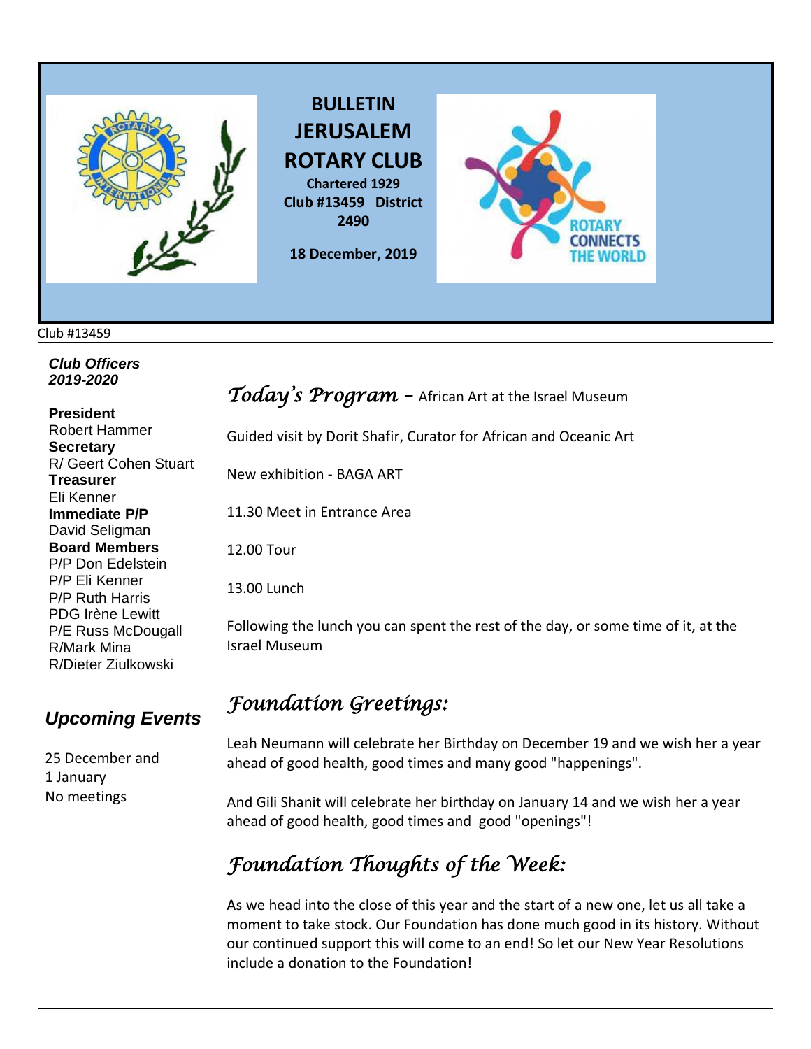# BULLETIN JERUSALEM ROTARY CLUB

**Chartered 1929**
**Club #13459 District 2490**

**18 December, 2019**

Club #13459

***Club Officers 2019-2020***

**President**
Robert Hammer
**Secretary**
R/ Geert Cohen Stuart
**Treasurer**
Eli Kenner
**Immediate P/P**
David Seligman
**Board Members**
P/P Don Edelstein
P/P Eli Kenner
P/P Ruth Harris
PDG Irène Lewitt
P/E Russ McDougall
R/Mark Mina
R/Dieter Ziulkowski

## *Upcoming Events*

25 December and
1 January
No meetings

## *Today's Program* – African Art at the Israel Museum

Guided visit by Dorit Shafir, Curator for African and Oceanic Art

New exhibition - BAGA ART

11.30 Meet in Entrance Area

12.00 Tour

13.00 Lunch

Following the lunch you can spent the rest of the day, or some time of it, at the Israel Museum

## *Foundation Greetings:*

Leah Neumann will celebrate her Birthday on December 19 and we wish her a year ahead of good health, good times and many good "happenings".

And Gili Shanit will celebrate her birthday on January 14 and we wish her a year ahead of good health, good times and good "openings"!

## *Foundation Thoughts of the Week:*

As we head into the close of this year and the start of a new one, let us all take a moment to take stock. Our Foundation has done much good in its history. Without our continued support this will come to an end! So let our New Year Resolutions include a donation to the Foundation!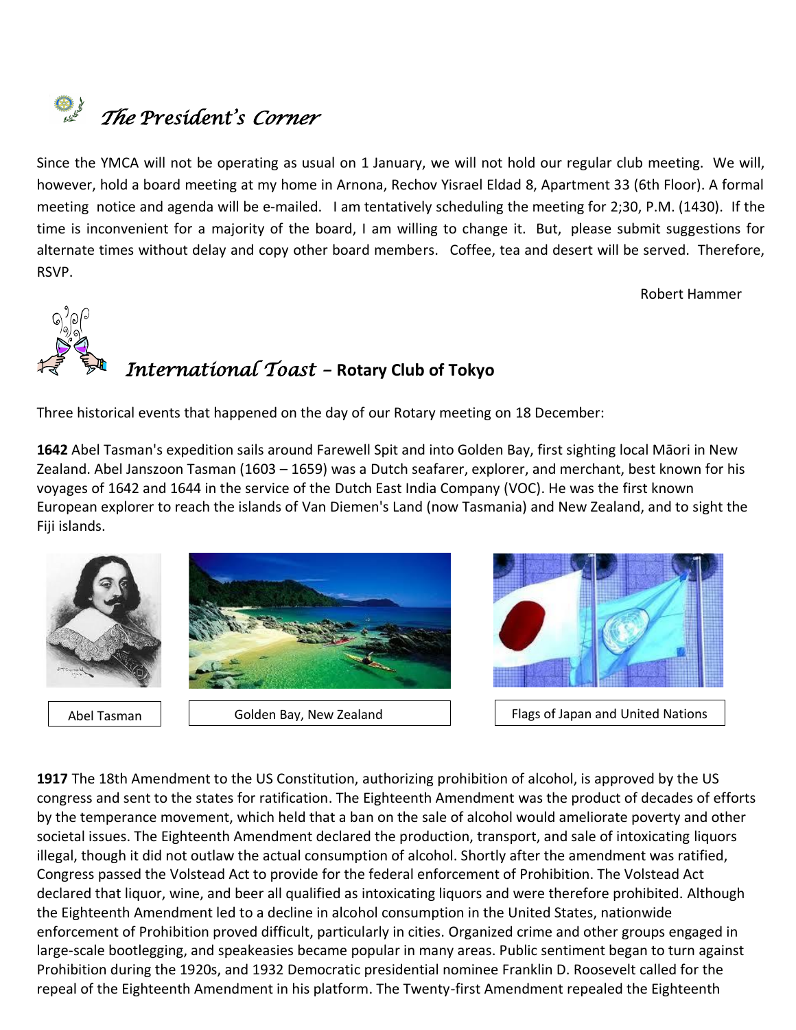## *The President's Corner*

Since the YMCA will not be operating as usual on 1 January, we will not hold our regular club meeting. We will, however, hold a board meeting at my home in Arnona, Rechov Yisrael Eldad 8, Apartment 33 (6th Floor). A formal meeting notice and agenda will be e-mailed. I am tentatively scheduling the meeting for 2;30, P.M. (1430). If the time is inconvenient for a majority of the board, I am willing to change it. But, please submit suggestions for alternate times without delay and copy other board members. Coffee, tea and desert will be served. Therefore, RSVP.

Robert Hammer

## *International Toast* – **Rotary Club of Tokyo**

Three historical events that happened on the day of our Rotary meeting on 18 December:

**1642** Abel Tasman's expedition sails around Farewell Spit and into Golden Bay, first sighting local Māori in New Zealand. Abel Janszoon Tasman (1603 – 1659) was a Dutch seafarer, explorer, and merchant, best known for his voyages of 1642 and 1644 in the service of the Dutch East India Company (VOC). He was the first known European explorer to reach the islands of Van Diemen's Land (now Tasmania) and New Zealand, and to sight the Fiji islands.

Abel Tasman

Golden Bay, New Zealand

Flags of Japan and United Nations

**1917** The 18th Amendment to the US Constitution, authorizing prohibition of alcohol, is approved by the US congress and sent to the states for ratification. The Eighteenth Amendment was the product of decades of efforts by the temperance movement, which held that a ban on the sale of alcohol would ameliorate poverty and other societal issues. The Eighteenth Amendment declared the production, transport, and sale of intoxicating liquors illegal, though it did not outlaw the actual consumption of alcohol. Shortly after the amendment was ratified, Congress passed the Volstead Act to provide for the federal enforcement of Prohibition. The Volstead Act declared that liquor, wine, and beer all qualified as intoxicating liquors and were therefore prohibited. Although the Eighteenth Amendment led to a decline in alcohol consumption in the United States, nationwide enforcement of Prohibition proved difficult, particularly in cities. Organized crime and other groups engaged in large-scale bootlegging, and speakeasies became popular in many areas. Public sentiment began to turn against Prohibition during the 1920s, and 1932 Democratic presidential nominee Franklin D. Roosevelt called for the repeal of the Eighteenth Amendment in his platform. The Twenty-first Amendment repealed the Eighteenth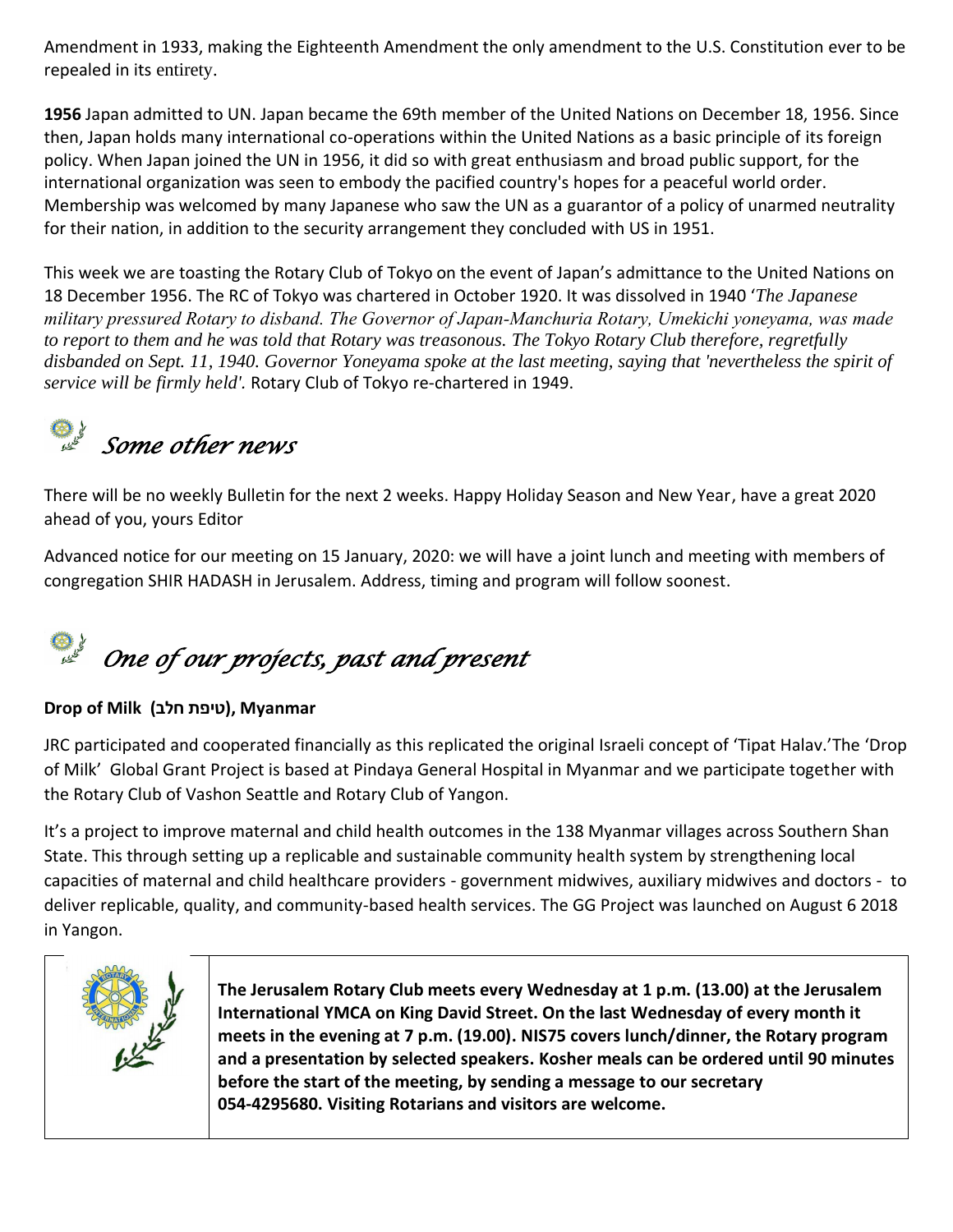Amendment in 1933, making the Eighteenth Amendment the only amendment to the U.S. Constitution ever to be repealed in its entirety.

**1956** Japan admitted to UN. Japan became the 69th member of the United Nations on December 18, 1956. Since then, Japan holds many international co-operations within the United Nations as a basic principle of its foreign policy. When Japan joined the UN in 1956, it did so with great enthusiasm and broad public support, for the international organization was seen to embody the pacified country's hopes for a peaceful world order. Membership was welcomed by many Japanese who saw the UN as a guarantor of a policy of unarmed neutrality for their nation, in addition to the security arrangement they concluded with US in 1951.

This week we are toasting the Rotary Club of Tokyo on the event of Japan's admittance to the United Nations on 18 December 1956. The RC of Tokyo was chartered in October 1920. It was dissolved in 1940 '*The Japanese military pressured Rotary to disband. The Governor of Japan-Manchuria Rotary, Umekichi yoneyama, was made to report to them and he was told that Rotary was treasonous. The Tokyo Rotary Club therefore, regretfully disbanded on Sept. 11, 1940. Governor Yoneyama spoke at the last meeting, saying that 'nevertheless the spirit of service will be firmly held'.* Rotary Club of Tokyo re-chartered in 1949.

## *Some other news*

There will be no weekly Bulletin for the next 2 weeks. Happy Holiday Season and New Year, have a great 2020 ahead of you, yours Editor

Advanced notice for our meeting on 15 January, 2020: we will have a joint lunch and meeting with members of congregation SHIR HADASH in Jerusalem. Address, timing and program will follow soonest.

## *One of our projects, past and present*

**Drop of Milk (טיפת חלב), Myanmar**

JRC participated and cooperated financially as this replicated the original Israeli concept of 'Tipat Halav.'The 'Drop of Milk' Global Grant Project is based at Pindaya General Hospital in Myanmar and we participate together with the Rotary Club of Vashon Seattle and Rotary Club of Yangon.

It's a project to improve maternal and child health outcomes in the 138 Myanmar villages across Southern Shan State. This through setting up a replicable and sustainable community health system by strengthening local capacities of maternal and child healthcare providers - government midwives, auxiliary midwives and doctors - to deliver replicable, quality, and community-based health services. The GG Project was launched on August 6 2018 in Yangon.

**The Jerusalem Rotary Club meets every Wednesday at 1 p.m. (13.00) at the Jerusalem International YMCA on King David Street. On the last Wednesday of every month it meets in the evening at 7 p.m. (19.00). NIS75 covers lunch/dinner, the Rotary program and a presentation by selected speakers. Kosher meals can be ordered until 90 minutes before the start of the meeting, by sending a message to our secretary 054-4295680. Visiting Rotarians and visitors are welcome.**